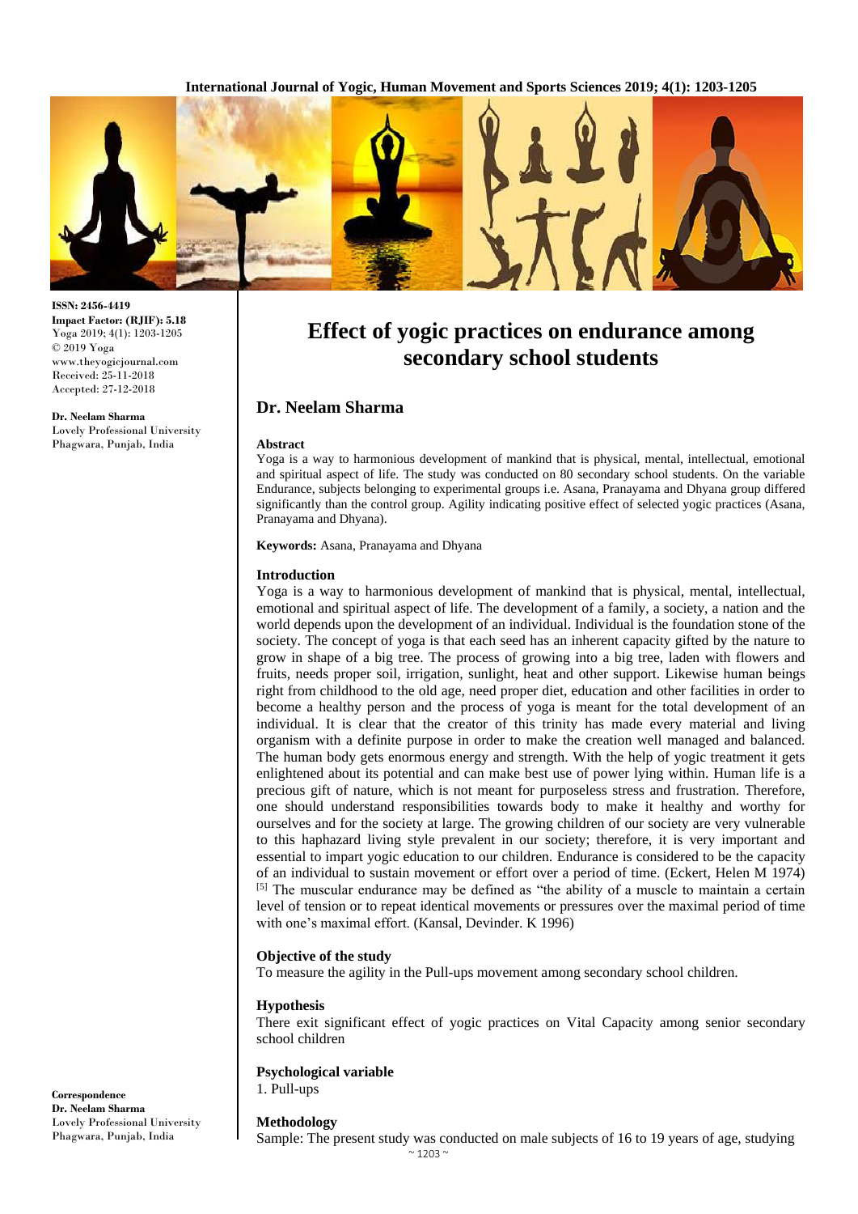ISSN: 2456-4419
**Impact Factor: (RJIF): 5.18**
Yoga 2019; 4(1): 1203-1205
© 2019 Yoga
www.theyogicjournal.com
Received: 25-11-2018
Accepted: 27-12-2018

**Dr. Neelam Sharma**
Lovely Professional University
Phagwara, Punjab, India

**Correspondence**
**Dr. Neelam Sharma**
Lovely Professional University
Phagwara, Punjab, India

# Effect of yogic practices on endurance among secondary school students

## Dr. Neelam Sharma

### Abstract

Yoga is a way to harmonious development of mankind that is physical, mental, intellectual, emotional and spiritual aspect of life. The study was conducted on 80 secondary school students. On the variable Endurance, subjects belonging to experimental groups i.e. Asana, Pranayama and Dhyana group differed significantly than the control group. Agility indicating positive effect of selected yogic practices (Asana, Pranayama and Dhyana).

**Keywords:** Asana, Pranayama and Dhyana

### Introduction

Yoga is a way to harmonious development of mankind that is physical, mental, intellectual, emotional and spiritual aspect of life. The development of a family, a society, a nation and the world depends upon the development of an individual. Individual is the foundation stone of the society. The concept of yoga is that each seed has an inherent capacity gifted by the nature to grow in shape of a big tree. The process of growing into a big tree, laden with flowers and fruits, needs proper soil, irrigation, sunlight, heat and other support. Likewise human beings right from childhood to the old age, need proper diet, education and other facilities in order to become a healthy person and the process of yoga is meant for the total development of an individual. It is clear that the creator of this trinity has made every material and living organism with a definite purpose in order to make the creation well managed and balanced. The human body gets enormous energy and strength. With the help of yogic treatment it gets enlightened about its potential and can make best use of power lying within. Human life is a precious gift of nature, which is not meant for purposeless stress and frustration. Therefore, one should understand responsibilities towards body to make it healthy and worthy for ourselves and for the society at large. The growing children of our society are very vulnerable to this haphazard living style prevalent in our society; therefore, it is very important and essential to impart yogic education to our children. Endurance is considered to be the capacity of an individual to sustain movement or effort over a period of time. (Eckert, Helen M 1974) [5] The muscular endurance may be defined as "the ability of a muscle to maintain a certain level of tension or to repeat identical movements or pressures over the maximal period of time with one's maximal effort. (Kansal, Devinder. K 1996)

### Objective of the study

To measure the agility in the Pull-ups movement among secondary school children.

### Hypothesis

There exit significant effect of yogic practices on Vital Capacity among senior secondary school children

### Psychological variable

1. Pull-ups

### Methodology

Sample: The present study was conducted on male subjects of 16 to 19 years of age, studying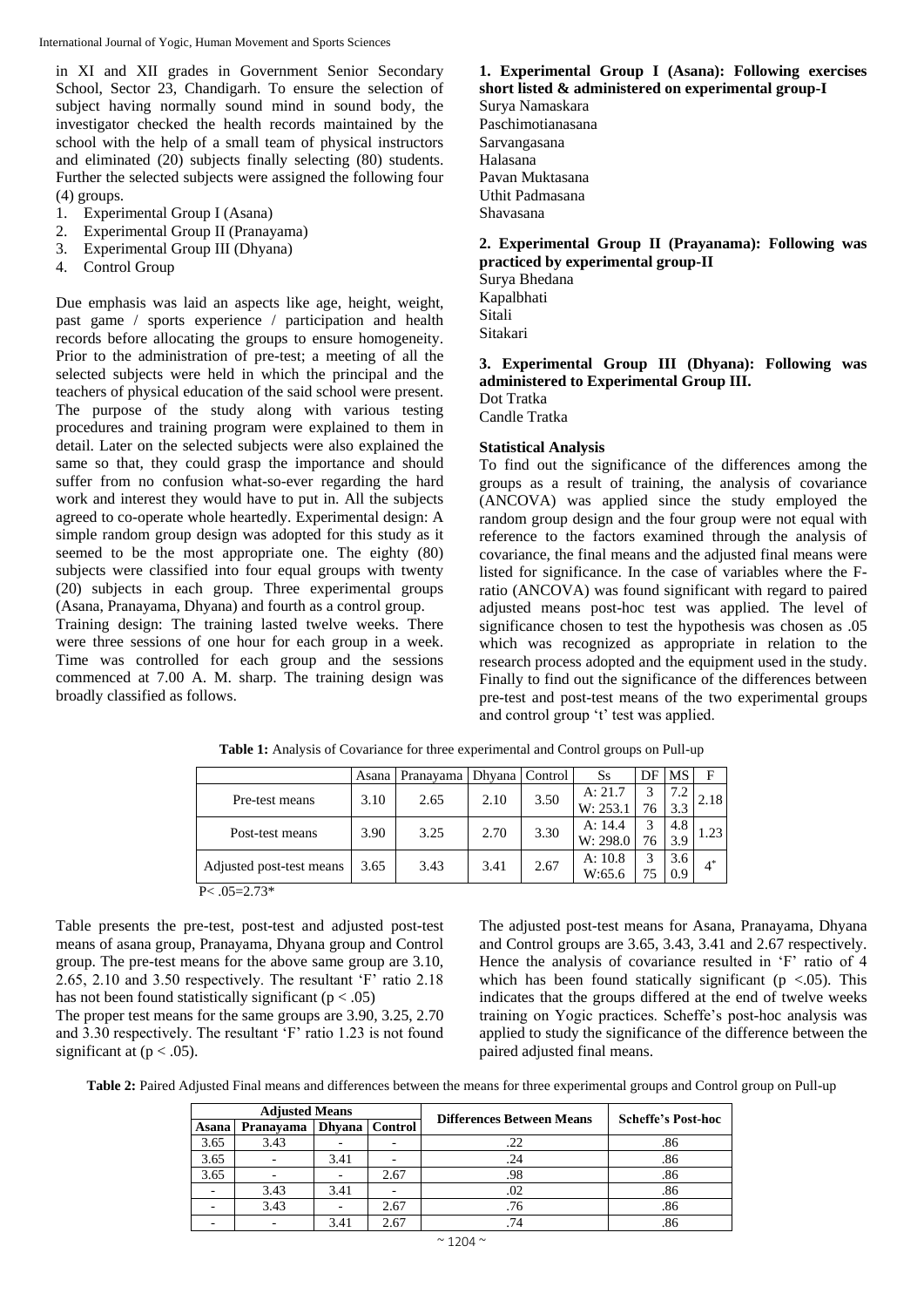in XI and XII grades in Government Senior Secondary School, Sector 23, Chandigarh. To ensure the selection of subject having normally sound mind in sound body, the investigator checked the health records maintained by the school with the help of a small team of physical instructors and eliminated (20) subjects finally selecting (80) students. Further the selected subjects were assigned the following four (4) groups.

1. Experimental Group I (Asana)
2. Experimental Group II (Pranayama)
3. Experimental Group III (Dhyana)
4. Control Group

Due emphasis was laid an aspects like age, height, weight, past game / sports experience / participation and health records before allocating the groups to ensure homogeneity. Prior to the administration of pre-test; a meeting of all the selected subjects were held in which the principal and the teachers of physical education of the said school were present. The purpose of the study along with various testing procedures and training program were explained to them in detail. Later on the selected subjects were also explained the same so that, they could grasp the importance and should suffer from no confusion what-so-ever regarding the hard work and interest they would have to put in. All the subjects agreed to co-operate whole heartedly. Experimental design: A simple random group design was adopted for this study as it seemed to be the most appropriate one. The eighty (80) subjects were classified into four equal groups with twenty (20) subjects in each group. Three experimental groups (Asana, Pranayama, Dhyana) and fourth as a control group.

Training design: The training lasted twelve weeks. There were three sessions of one hour for each group in a week. Time was controlled for each group and the sessions commenced at 7.00 A. M. sharp. The training design was broadly classified as follows.

**1. Experimental Group I (Asana): Following exercises short listed & administered on experimental group-I**

Surya Namaskara
Paschimotianasana
Sarvangasana
Halasana
Pavan Muktasana
Uthit Padmasana
Shavasana

**2. Experimental Group II (Prayanama): Following was practiced by experimental group-II**

Surya Bhedana
Kapalbhati
Sitali
Sitakari

**3. Experimental Group III (Dhyana): Following was administered to Experimental Group III.**

Dot Tratka
Candle Tratka

**Statistical Analysis**

To find out the significance of the differences among the groups as a result of training, the analysis of covariance (ANCOVA) was applied since the study employed the random group design and the four group were not equal with reference to the factors examined through the analysis of covariance, the final means and the adjusted final means were listed for significance. In the case of variables where the F-ratio (ANCOVA) was found significant with regard to paired adjusted means post-hoc test was applied. The level of significance chosen to test the hypothesis was chosen as .05 which was recognized as appropriate in relation to the research process adopted and the equipment used in the study. Finally to find out the significance of the differences between pre-test and post-test means of the two experimental groups and control group 't' test was applied.

**Table 1:** Analysis of Covariance for three experimental and Control groups on Pull-up

| | Asana | Pranayama | Dhyana | Control | Ss | DF | MS | F |
|---|---|---|---|---|---|---|---|---|
| Pre-test means | 3.10 | 2.65 | 2.10 | 3.50 | A: 21.7<br>W: 253.1 | 3<br>76 | 7.2<br>3.3 | 2.18 |
| Post-test means | 3.90 | 3.25 | 2.70 | 3.30 | A: 14.4<br>W: 298.0 | 3<br>76 | 4.8<br>3.9 | 1.23 |
| Adjusted post-test means | 3.65 | 3.43 | 3.41 | 2.67 | A: 10.8<br>W:65.6 | 3<br>75 | 3.6<br>0.9 | 4* |

P< .05=2.73*

Table presents the pre-test, post-test and adjusted post-test means of asana group, Pranayama, Dhyana group and Control group. The pre-test means for the above same group are 3.10, 2.65, 2.10 and 3.50 respectively. The resultant 'F' ratio 2.18 has not been found statistically significant ($p < .05$)

The proper test means for the same groups are 3.90, 3.25, 2.70 and 3.30 respectively. The resultant 'F' ratio 1.23 is not found significant at ($p < .05$).

The adjusted post-test means for Asana, Pranayama, Dhyana and Control groups are 3.65, 3.43, 3.41 and 2.67 respectively. Hence the analysis of covariance resulted in 'F' ratio of 4 which has been found statically significant ($p < .05$). This indicates that the groups differed at the end of twelve weeks training on Yogic practices. Scheffe's post-hoc analysis was applied to study the significance of the difference between the paired adjusted final means.

**Table 2:** Paired Adjusted Final means and differences between the means for three experimental groups and Control group on Pull-up

| Adjusted Means | | | | Differences Between Means | Scheffe's Post-hoc |
|---|---|---|---|---|---|
| Asana | Pranayama | Dhyana | Control | | |
| 3.65 | 3.43 | - | - | .22 | .86 |
| 3.65 | - | 3.41 | - | .24 | .86 |
| 3.65 | - | - | 2.67 | .98 | .86 |
| - | 3.43 | 3.41 | - | .02 | .86 |
| - | 3.43 | - | 2.67 | .76 | .86 |
| - | - | 3.41 | 2.67 | .74 | .86 |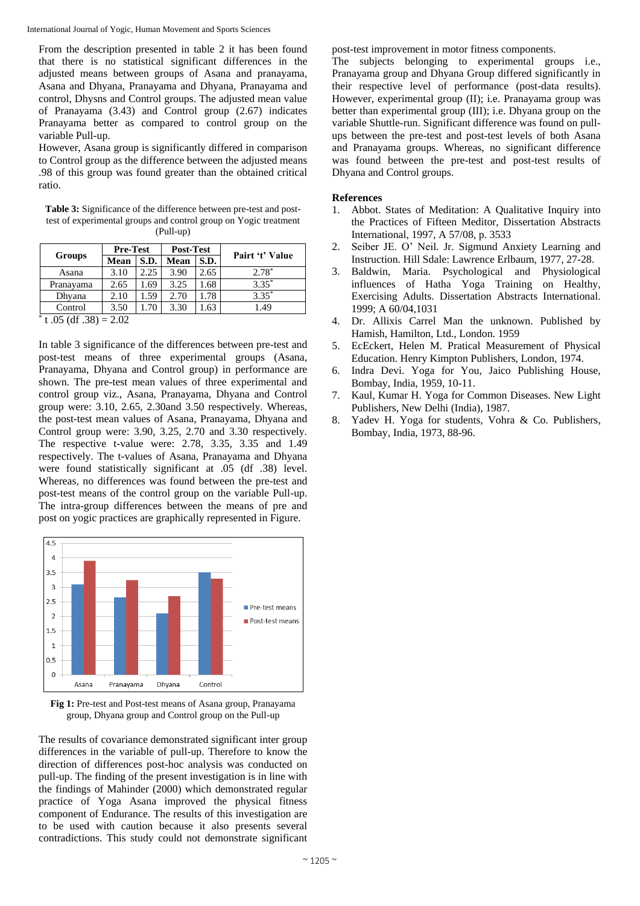From the description presented in table 2 it has been found that there is no statistical significant differences in the adjusted means between groups of Asana and pranayama, Asana and Dhyana, Pranayama and Dhyana, Pranayama and control, Dhysns and Control groups. The adjusted mean value of Pranayama (3.43) and Control group (2.67) indicates Pranayama better as compared to control group on the variable Pull-up.

However, Asana group is significantly differed in comparison to Control group as the difference between the adjusted means .98 of this group was found greater than the obtained critical ratio.

**Table 3:** Significance of the difference between pre-test and post-test of experimental groups and control group on Yogic treatment (Pull-up)

| Groups | Pre-Test | | Post-Test | | Pairt 't' Value |
|---|---|---|---|---|---|
| | Mean | S.D. | Mean | S.D. | |
| Asana | 3.10 | 2.25 | 3.90 | 2.65 | 2.78* |
| Pranayama | 2.65 | 1.69 | 3.25 | 1.68 | 3.35* |
| Dhyana | 2.10 | 1.59 | 2.70 | 1.78 | 3.35* |
| Control | 3.50 | 1.70 | 3.30 | 1.63 | 1.49 |

* t .05 (df .38) = 2.02

In table 3 significance of the differences between pre-test and post-test means of three experimental groups (Asana, Pranayama, Dhyana and Control group) in performance are shown. The pre-test mean values of three experimental and control group viz., Asana, Pranayama, Dhyana and Control group were: 3.10, 2.65, 2.30and 3.50 respectively. Whereas, the post-test mean values of Asana, Pranayama, Dhyana and Control group were: 3.90, 3.25, 2.70 and 3.30 respectively. The respective t-value were: 2.78, 3.35, 3.35 and 1.49 respectively. The t-values of Asana, Pranayama and Dhyana were found statistically significant at .05 (df .38) level. Whereas, no differences was found between the pre-test and post-test means of the control group on the variable Pull-up. The intra-group differences between the means of pre and post on yogic practices are graphically represented in Figure.

4.5
4
3.5
3
2.5
2
1.5
1
0.5
0
Asana
Pranayama
Dhyana
Control
Pre-test means
Post-test means

**Fig 1:** Pre-test and Post-test means of Asana group, Pranayama group, Dhyana group and Control group on the Pull-up

The results of covariance demonstrated significant inter group differences in the variable of pull-up. Therefore to know the direction of differences post-hoc analysis was conducted on pull-up. The finding of the present investigation is in line with the findings of Mahinder (2000) which demonstrated regular practice of Yoga Asana improved the physical fitness component of Endurance. The results of this investigation are to be used with caution because it also presents several contradictions. This study could not demonstrate significant post-test improvement in motor fitness components.

The subjects belonging to experimental groups i.e., Pranayama group and Dhyana Group differed significantly in their respective level of performance (post-data results). However, experimental group (II); i.e. Pranayama group was better than experimental group (III); i.e. Dhyana group on the variable Shuttle-run. Significant difference was found on pull-ups between the pre-test and post-test levels of both Asana and Pranayama groups. Whereas, no significant difference was found between the pre-test and post-test results of Dhyana and Control groups.

## References

1. Abbot. States of Meditation: A Qualitative Inquiry into the Practices of Fifteen Meditor, Dissertation Abstracts International, 1997, A 57/08, p. 3533
2. Seiber JE. O' Neil. Jr. Sigmund Anxiety Learning and Instruction. Hill Sdale: Lawrence Erlbaum, 1977, 27-28.
3. Baldwin, Maria. Psychological and Physiological influences of Hatha Yoga Training on Healthy, Exercising Adults. Dissertation Abstracts International. 1999; A 60/04,1031
4. Dr. Allixis Carrel Man the unknown. Published by Hamish, Hamilton, Ltd., London. 1959
5. EcEckert, Helen M. Pratical Measurement of Physical Education. Henry Kimpton Publishers, London, 1974.
6. Indra Devi. Yoga for You, Jaico Publishing House, Bombay, India, 1959, 10-11.
7. Kaul, Kumar H. Yoga for Common Diseases. New Light Publishers, New Delhi (India), 1987.
8. Yadev H. Yoga for students, Vohra & Co. Publishers, Bombay, India, 1973, 88-96.